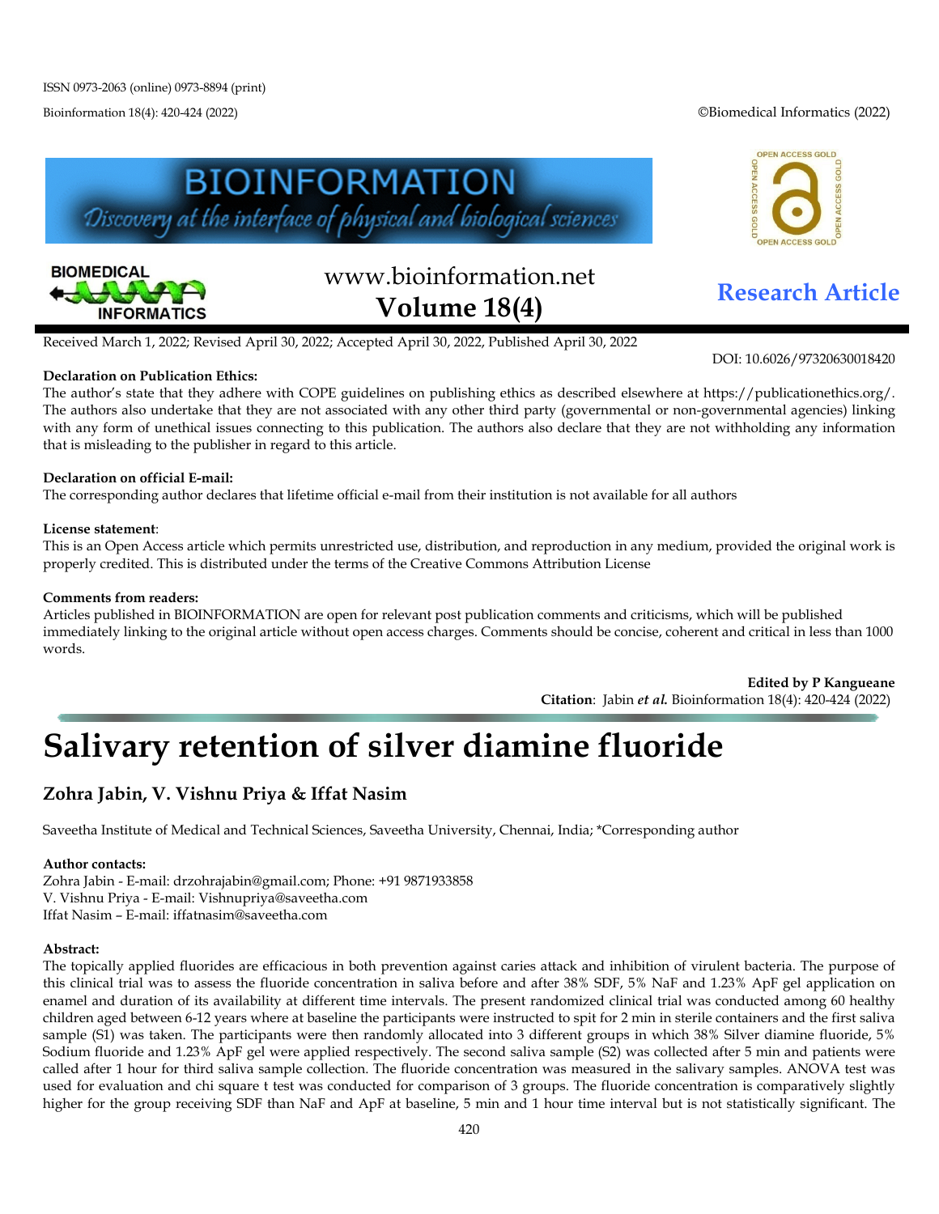ISSN 0973-2063 (online) 0973-8894 (print)

©Biomedical Informatics (2022)

www.bioinformation.net
**Volume 18(4)**

**Research Article**

Received March 1, 2022; Revised April 30, 2022; Accepted April 30, 2022, Published April 30, 2022

DOI: 10.6026/97320630018420

**Declaration on Publication Ethics:**
The author's state that they adhere with COPE guidelines on publishing ethics as described elsewhere at https://publicationethics.org/. The authors also undertake that they are not associated with any other third party (governmental or non-governmental agencies) linking with any form of unethical issues connecting to this publication. The authors also declare that they are not withholding any information that is misleading to the publisher in regard to this article.

**Declaration on official E-mail:**
The corresponding author declares that lifetime official e-mail from their institution is not available for all authors

**License statement**:
This is an Open Access article which permits unrestricted use, distribution, and reproduction in any medium, provided the original work is properly credited. This is distributed under the terms of the Creative Commons Attribution License

**Comments from readers:**
Articles published in BIOINFORMATION are open for relevant post publication comments and criticisms, which will be published immediately linking to the original article without open access charges. Comments should be concise, coherent and critical in less than 1000 words.

**Edited by P Kangueane**
**Citation**: Jabin *et al.* Bioinformation 18(4): 420-424 (2022)

# Salivary retention of silver diamine fluoride

## Zohra Jabin, V. Vishnu Priya & Iffat Nasim

Saveetha Institute of Medical and Technical Sciences, Saveetha University, Chennai, India; *Corresponding author

**Author contacts:**
Zohra Jabin - E-mail: drzohrajabin@gmail.com; Phone: +91 9871933858
V. Vishnu Priya - E-mail: Vishnupriya@saveetha.com
Iffat Nasim – E-mail: iffatnasim@saveetha.com

**Abstract:**
The topically applied fluorides are efficacious in both prevention against caries attack and inhibition of virulent bacteria. The purpose of this clinical trial was to assess the fluoride concentration in saliva before and after 38% SDF, 5% NaF and 1.23% ApF gel application on enamel and duration of its availability at different time intervals. The present randomized clinical trial was conducted among 60 healthy children aged between 6-12 years where at baseline the participants were instructed to spit for 2 min in sterile containers and the first saliva sample (S1) was taken. The participants were then randomly allocated into 3 different groups in which 38% Silver diamine fluoride, 5% Sodium fluoride and 1.23% ApF gel were applied respectively. The second saliva sample (S2) was collected after 5 min and patients were called after 1 hour for third saliva sample collection. The fluoride concentration was measured in the salivary samples. ANOVA test was used for evaluation and chi square t test was conducted for comparison of 3 groups. The fluoride concentration is comparatively slightly higher for the group receiving SDF than NaF and ApF at baseline, 5 min and 1 hour time interval but is not statistically significant. The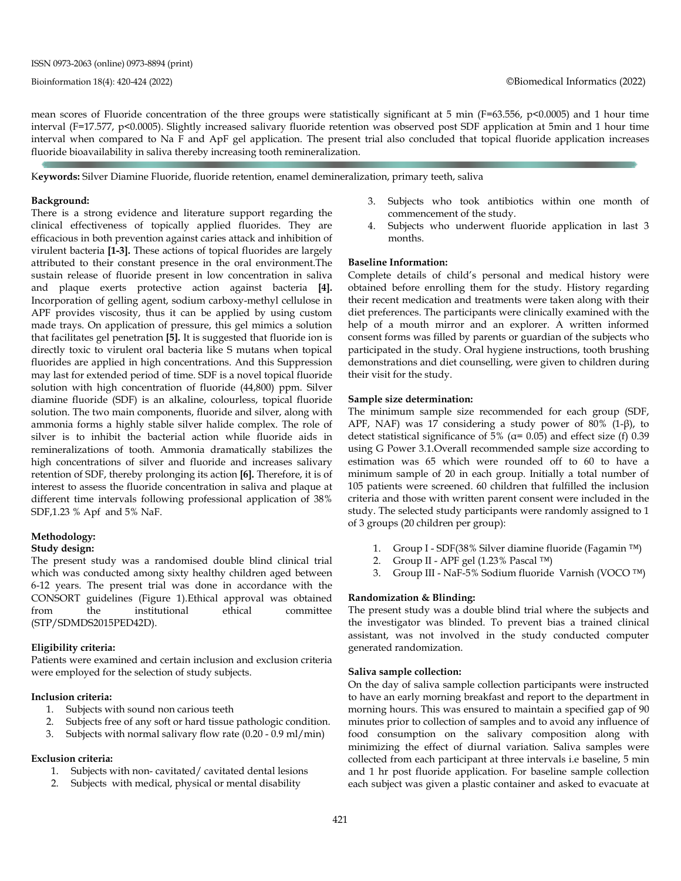mean scores of Fluoride concentration of the three groups were statistically significant at 5 min ($F=63.556$, $p<0.0005$) and 1 hour time interval ($F=17.577$, $p<0.0005$). Slightly increased salivary fluoride retention was observed post SDF application at 5min and 1 hour time interval when compared to Na F and ApF gel application. The present trial also concluded that topical fluoride application increases fluoride bioavailability in saliva thereby increasing tooth remineralization.

**Keywords:** Silver Diamine Fluoride, fluoride retention, enamel demineralization, primary teeth, saliva

### Background:

There is a strong evidence and literature support regarding the clinical effectiveness of topically applied fluorides. They are efficacious in both prevention against caries attack and inhibition of virulent bacteria **[1-3].** These actions of topical fluorides are largely attributed to their constant presence in the oral environment.The sustain release of fluoride present in low concentration in saliva and plaque exerts protective action against bacteria **[4].** Incorporation of gelling agent, sodium carboxy-methyl cellulose in APF provides viscosity, thus it can be applied by using custom made trays. On application of pressure, this gel mimics a solution that facilitates gel penetration **[5].** It is suggested that fluoride ion is directly toxic to virulent oral bacteria like S mutans when topical fluorides are applied in high concentrations. And this Suppression may last for extended period of time. SDF is a novel topical fluoride solution with high concentration of fluoride (44,800) ppm. Silver diamine fluoride (SDF) is an alkaline, colourless, topical fluoride solution. The two main components, fluoride and silver, along with ammonia forms a highly stable silver halide complex. The role of silver is to inhibit the bacterial action while fluoride aids in remineralizations of tooth. Ammonia dramatically stabilizes the high concentrations of silver and fluoride and increases salivary retention of SDF, thereby prolonging its action **[6].** Therefore, it is of interest to assess the fluoride concentration in saliva and plaque at different time intervals following professional application of 38% SDF,1.23 % Apf and 5% NaF.

### Methodology:

#### Study design:

The present study was a randomised double blind clinical trial which was conducted among sixty healthy children aged between 6-12 years. The present trial was done in accordance with the CONSORT guidelines (Figure 1).Ethical approval was obtained from the institutional ethical committee (STP/SDMDS2015PED42D).

#### Eligibility criteria:

Patients were examined and certain inclusion and exclusion criteria were employed for the selection of study subjects.

#### Inclusion criteria:

1. Subjects with sound non carious teeth
2. Subjects free of any soft or hard tissue pathologic condition.
3. Subjects with normal salivary flow rate (0.20 - 0.9 ml/min)

#### Exclusion criteria:

1. Subjects with non- cavitated/ cavitated dental lesions
2. Subjects with medical, physical or mental disability
3. Subjects who took antibiotics within one month of commencement of the study.
4. Subjects who underwent fluoride application in last 3 months.

#### Baseline Information:

Complete details of child's personal and medical history were obtained before enrolling them for the study. History regarding their recent medication and treatments were taken along with their diet preferences. The participants were clinically examined with the help of a mouth mirror and an explorer. A written informed consent forms was filled by parents or guardian of the subjects who participated in the study. Oral hygiene instructions, tooth brushing demonstrations and diet counselling, were given to children during their visit for the study.

#### Sample size determination:

The minimum sample size recommended for each group (SDF, APF, NAF) was 17 considering a study power of 80% (1-β), to detect statistical significance of 5% ($\alpha = 0.05$) and effect size (f) 0.39 using G Power 3.1.Overall recommended sample size according to estimation was 65 which were rounded off to 60 to have a minimum sample of 20 in each group. Initially a total number of 105 patients were screened. 60 children that fulfilled the inclusion criteria and those with written parent consent were included in the study. The selected study participants were randomly assigned to 1 of 3 groups (20 children per group):

1. Group I - SDF(38% Silver diamine fluoride (Fagamin ™)
2. Group II - APF gel (1.23% Pascal ™)
3. Group III - NaF-5% Sodium fluoride Varnish (VOCO ™)

#### Randomization & Blinding:

The present study was a double blind trial where the subjects and the investigator was blinded. To prevent bias a trained clinical assistant, was not involved in the study conducted computer generated randomization.

#### Saliva sample collection:

On the day of saliva sample collection participants were instructed to have an early morning breakfast and report to the department in morning hours. This was ensured to maintain a specified gap of 90 minutes prior to collection of samples and to avoid any influence of food consumption on the salivary composition along with minimizing the effect of diurnal variation. Saliva samples were collected from each participant at three intervals i.e baseline, 5 min and 1 hr post fluoride application. For baseline sample collection each subject was given a plastic container and asked to evacuate at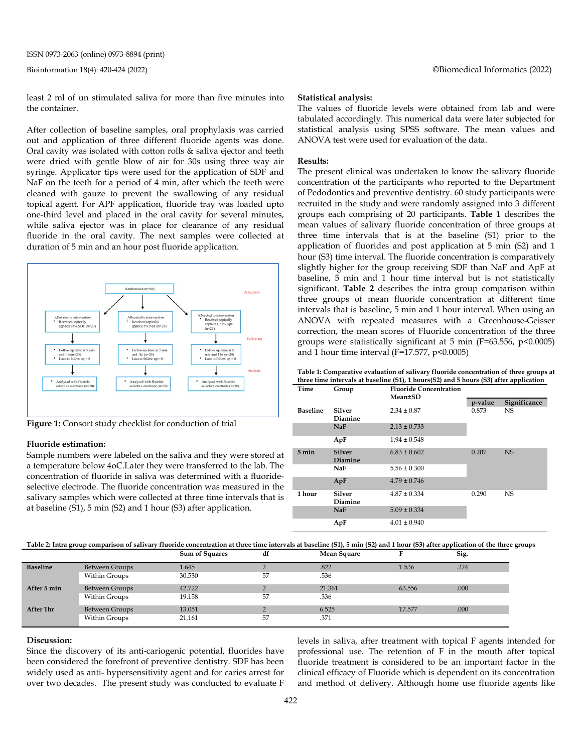least 2 ml of un stimulated saliva for more than five minutes into the container.

After collection of baseline samples, oral prophylaxis was carried out and application of three different fluoride agents was done. Oral cavity was isolated with cotton rolls & saliva ejector and teeth were dried with gentle blow of air for 30s using three way air syringe. Applicator tips were used for the application of SDF and NaF on the teeth for a period of 4 min, after which the teeth were cleaned with gauze to prevent the swallowing of any residual topical agent. For APF application, fluoride tray was loaded upto one-third level and placed in the oral cavity for several minutes, while saliva ejector was in place for clearance of any residual fluoride in the oral cavity. The next samples were collected at duration of 5 min and an hour post fluoride application.

**Figure 1:** Consort study checklist for conduction of trial

### Fluoride estimation:

Sample numbers were labeled on the saliva and they were stored at a temperature below 4oC.Later they were transferred to the lab. The concentration of fluoride in saliva was determined with a fluoride-selective electrode. The fluoride concentration was measured in the salivary samples which were collected at three time intervals that is at baseline (S1), 5 min (S2) and 1 hour (S3) after application.

### Statistical analysis:

The values of fluoride levels were obtained from lab and were tabulated accordingly. This numerical data were later subjected for statistical analysis using SPSS software. The mean values and ANOVA test were used for evaluation of the data.

### Results:

The present clinical was undertaken to know the salivary fluoride concentration of the participants who reported to the Department of Pedodontics and preventive dentistry. 60 study participants were recruited in the study and were randomly assigned into 3 different groups each comprising of 20 participants. **Table 1** describes the mean values of salivary fluoride concentration of three groups at three time intervals that is at the baseline (S1) prior to the application of fluorides and post application at 5 min (S2) and 1 hour (S3) time interval. The fluoride concentration is comparatively slightly higher for the group receiving SDF than NaF and ApF at baseline, 5 min and 1 hour time interval but is not statistically significant. **Table 2** describes the intra group comparison within three groups of mean fluoride concentration at different time intervals that is baseline, 5 min and 1 hour interval. When using an ANOVA with repeated measures with a Greenhouse-Geisser correction, the mean scores of Fluoride concentration of the three groups were statistically significant at 5 min ($F=63.556$, $p<0.0005$) and 1 hour time interval ($F=17.577$, $p<0.0005$)

**Table 1: Comparative evaluation of salivary fluoride concentration of three groups at three time intervals at baseline (S1), 1 hours(S2) and 5 hours (S3) after application**

| Time | Group | Fluoride Concentration Mean±SD | p-value | Significance |
|---|---|---|---|---|
| Baseline | Silver Diamine | 2.34 ± 0.87 | 0.873 | NS |
| | NaF | 2.13 ± 0.733 | | |
| | ApF | 1.94 ± 0.548 | | |
| 5 min | Silver Diamine | 6.83 ± 0.602 | 0.207 | NS |
| | NaF | 5.56 ± 0.300 | | |
| | ApF | 4.79 ± 0.746 | | |
| 1 hour | Silver Diamine | 4.87 ± 0.334 | 0.290 | NS |
| | NaF | 5.09 ± 0.334 | | |
| | ApF | 4.01 ± 0.940 | | |

**Table 2: Intra group comparison of salivary fluoride concentration at three time intervals at baseline (S1), 5 min (S2) and 1 hour (S3) after application of the three groups**

| | | Sum of Squares | df | Mean Square | F | Sig. |
|---|---|---|---|---|---|---|
| Baseline | Between Groups | 1.645 | 2 | .822 | 1.536 | .224 |
| | Within Groups | 30.530 | 57 | .536 | | |
| After 5 min | Between Groups | 42.722 | 2 | 21.361 | 63.556 | .000 |
| | Within Groups | 19.158 | 57 | .336 | | |
| After 1hr | Between Groups | 13.051 | 2 | 6.525 | 17.577 | .000 |
| | Within Groups | 21.161 | 57 | .371 | | |

### Discussion:

Since the discovery of its anti-cariogenic potential, fluorides have been considered the forefront of preventive dentistry. SDF has been widely used as anti- hypersensitivity agent and for caries arrest for over two decades. The present study was conducted to evaluate F levels in saliva, after treatment with topical F agents intended for professional use. The retention of F in the mouth after topical fluoride treatment is considered to be an important factor in the clinical efficacy of Fluoride which is dependent on its concentration and method of delivery. Although home use fluoride agents like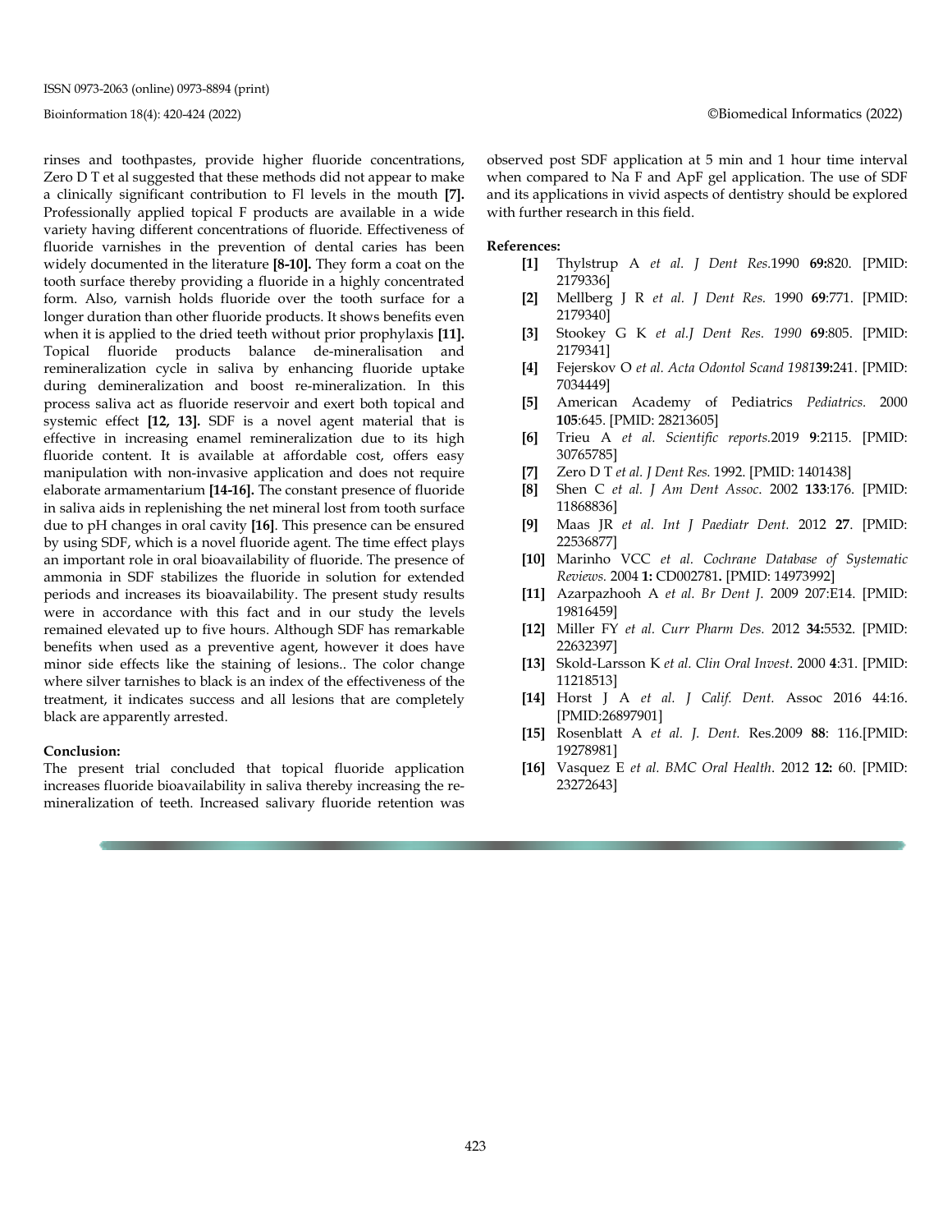rinses and toothpastes, provide higher fluoride concentrations, Zero D T et al suggested that these methods did not appear to make a clinically significant contribution to Fl levels in the mouth **[7].** Professionally applied topical F products are available in a wide variety having different concentrations of fluoride. Effectiveness of fluoride varnishes in the prevention of dental caries has been widely documented in the literature **[8-10].** They form a coat on the tooth surface thereby providing a fluoride in a highly concentrated form. Also, varnish holds fluoride over the tooth surface for a longer duration than other fluoride products. It shows benefits even when it is applied to the dried teeth without prior prophylaxis **[11].** Topical fluoride products balance de-mineralisation and remineralization cycle in saliva by enhancing fluoride uptake during demineralization and boost re-mineralization. In this process saliva act as fluoride reservoir and exert both topical and systemic effect **[12, 13].** SDF is a novel agent material that is effective in increasing enamel remineralization due to its high fluoride content. It is available at affordable cost, offers easy manipulation with non-invasive application and does not require elaborate armamentarium **[14-16].** The constant presence of fluoride in saliva aids in replenishing the net mineral lost from tooth surface due to pH changes in oral cavity **[16]**. This presence can be ensured by using SDF, which is a novel fluoride agent. The time effect plays an important role in oral bioavailability of fluoride. The presence of ammonia in SDF stabilizes the fluoride in solution for extended periods and increases its bioavailability. The present study results were in accordance with this fact and in our study the levels remained elevated up to five hours. Although SDF has remarkable benefits when used as a preventive agent, however it does have minor side effects like the staining of lesions.. The color change where silver tarnishes to black is an index of the effectiveness of the treatment, it indicates success and all lesions that are completely black are apparently arrested.

**Conclusion:**

The present trial concluded that topical fluoride application increases fluoride bioavailability in saliva thereby increasing the re-mineralization of teeth. Increased salivary fluoride retention was observed post SDF application at 5 min and 1 hour time interval when compared to Na F and ApF gel application. The use of SDF and its applications in vivid aspects of dentistry should be explored with further research in this field.

**References:**

- **[1]** Thylstrup A *et al. J Dent Res.*1990 **69:**820. [PMID: 2179336]
- **[2]** Mellberg J R *et al. J Dent Res.* 1990 **69**:771. [PMID: 2179340]
- **[3]** Stookey G K *et al.J Dent Res. 1990* **69**:805. [PMID: 2179341]
- **[4]** Fejerskov O *et al. Acta Odontol Scand 1981***39:**241. [PMID: 7034449]
- **[5]** American Academy of Pediatrics *Pediatrics*. 2000 **105**:645. [PMID: 28213605]
- **[6]** Trieu A *et al. Scientific reports.*2019 **9**:2115. [PMID: 30765785]
- **[7]** Zero D T *et al. J Dent Res.* 1992. [PMID: 1401438]
- **[8]** Shen C *et al. J Am Dent Assoc*. 2002 **133**:176. [PMID: 11868836]
- **[9]** Maas JR *et al. Int J Paediatr Dent.* 2012 **27**. [PMID: 22536877]
- **[10]** Marinho VCC *et al. Cochrane Database of Systematic Reviews.* 2004 **1:** CD002781**.** [PMID: 14973992]
- **[11]** Azarpazhooh A *et al. Br Dent J*. 2009 207:E14. [PMID: 19816459]
- **[12]** Miller FY *et al. Curr Pharm Des.* 2012 **34:**5532. [PMID: 22632397]
- **[13]** Skold-Larsson K *et al. Clin Oral Invest*. 2000 **4**:31. [PMID: 11218513]
- **[14]** Horst J A *et al. J Calif. Dent.* Assoc 2016 44:16. [PMID:26897901]
- **[15]** Rosenblatt A *et al. J. Dent.* Res.2009 **88**: 116.[PMID: 19278981]
- **[16]** Vasquez E *et al. BMC Oral Health*. 2012 **12:** 60. [PMID: 23272643]